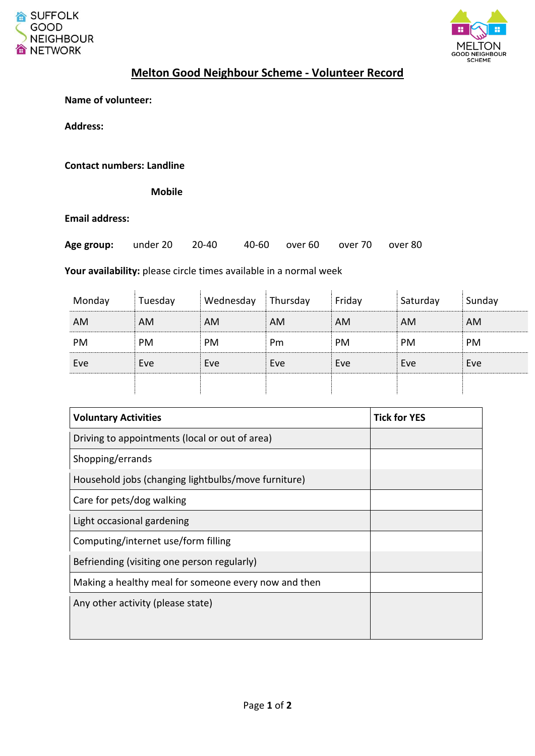SUFFOLK GOOD NEIGHBOUR NETWORK

MELTON GOOD NEIGHBOUR SCHEME

# Melton Good Neighbour Scheme - Volunteer Record

**Name of volunteer:**

**Address:**

**Contact numbers: Landline**

**Mobile**

**Email address:**

**Age group:** under 20 20-40 40-60 over 60 over 70 over 80

**Your availability:** please circle times available in a normal week

| Monday | Tuesday | Wednesday | Thursday | Friday | Saturday | Sunday |
|---|---|---|---|---|---|---|
| AM | AM | AM | AM | AM | AM | AM |
| PM | PM | PM | Pm | PM | PM | PM |
| Eve | Eve | Eve | Eve | Eve | Eve | Eve |
| | | | | | | |

| **Voluntary Activities** | **Tick for YES** |
|---|---|
| Driving to appointments (local or out of area) | |
| Shopping/errands | |
| Household jobs (changing lightbulbs/move furniture) | |
| Care for pets/dog walking | |
| Light occasional gardening | |
| Computing/internet use/form filling | |
| Befriending (visiting one person regularly) | |
| Making a healthy meal for someone every now and then | |
| Any other activity (please state) | |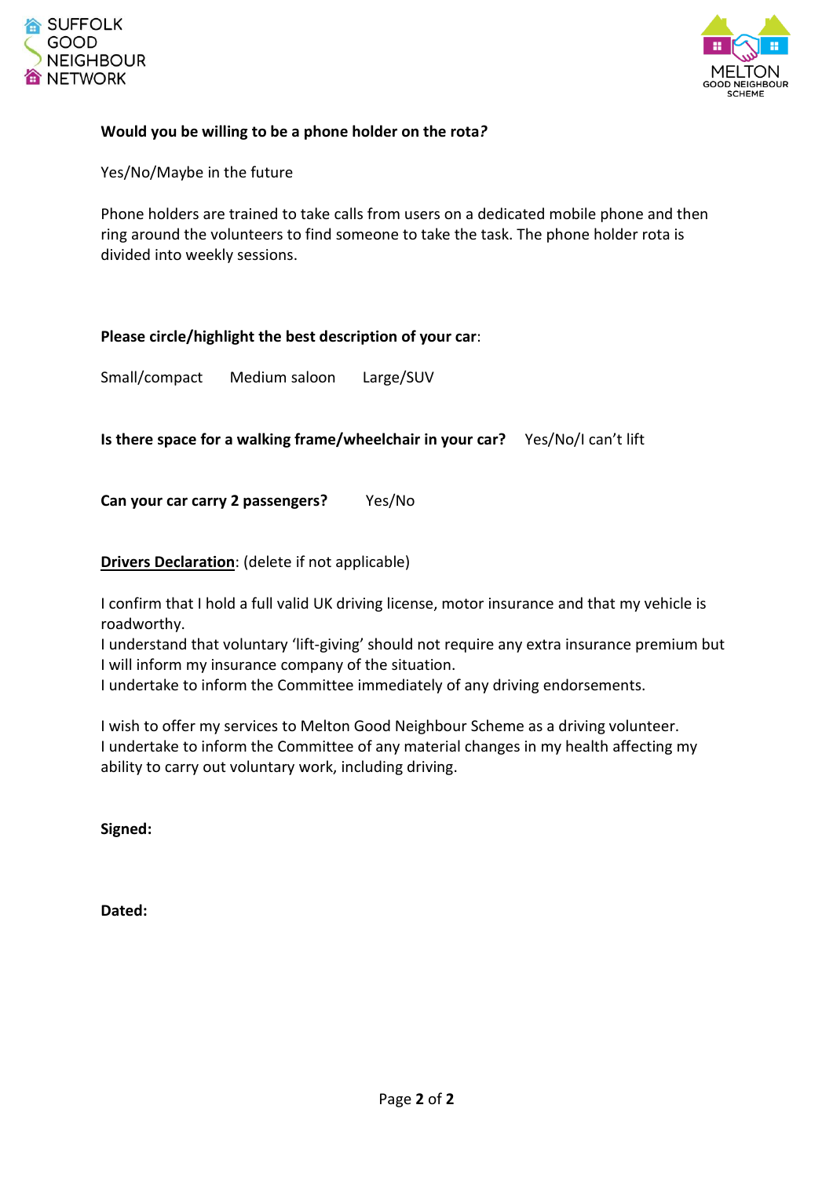**Would you be willing to be a phone holder on the rota?**

Yes/No/Maybe in the future

Phone holders are trained to take calls from users on a dedicated mobile phone and then ring around the volunteers to find someone to take the task. The phone holder rota is divided into weekly sessions.

**Please circle/highlight the best description of your car**:

Small/compact    Medium saloon    Large/SUV

**Is there space for a walking frame/wheelchair in your car?**    Yes/No/I can't lift

**Can your car carry 2 passengers?**    Yes/No

**Drivers Declaration**: (delete if not applicable)

I confirm that I hold a full valid UK driving license, motor insurance and that my vehicle is roadworthy.
I understand that voluntary 'lift-giving' should not require any extra insurance premium but I will inform my insurance company of the situation.
I undertake to inform the Committee immediately of any driving endorsements.

I wish to offer my services to Melton Good Neighbour Scheme as a driving volunteer.
I undertake to inform the Committee of any material changes in my health affecting my ability to carry out voluntary work, including driving.

**Signed:**

**Dated:**